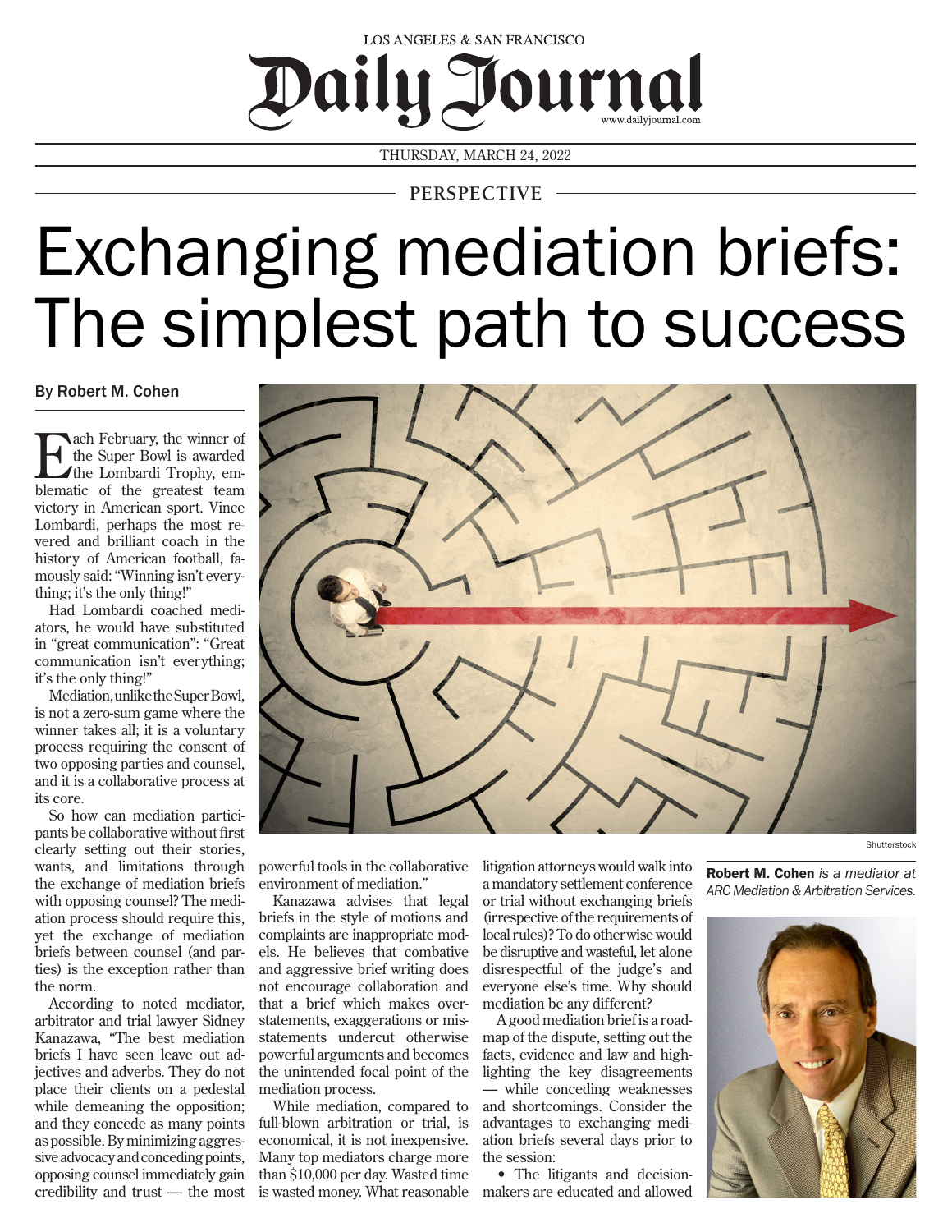LOS ANGELES & SAN FRANCISCO

# Daily Journal

www.dailyjournal.com

THURSDAY, MARCH 24, 2022

PERSPECTIVE

# Exchanging mediation briefs: The simplest path to success

By Robert M. Cohen

Each February, the winner of the Super Bowl is awarded the Lombardi Trophy, emblematic of the greatest team victory in American sport. Vince Lombardi, perhaps the most revered and brilliant coach in the history of American football, famously said: "Winning isn't everything; it's the only thing!"

Had Lombardi coached mediators, he would have substituted in "great communication": "Great communication isn't everything; it's the only thing!"

Mediation, unlike the Super Bowl, is not a zero-sum game where the winner takes all; it is a voluntary process requiring the consent of two opposing parties and counsel, and it is a collaborative process at its core.

So how can mediation participants be collaborative without first clearly setting out their stories, wants, and limitations through the exchange of mediation briefs with opposing counsel? The mediation process should require this, yet the exchange of mediation briefs between counsel (and parties) is the exception rather than the norm.

According to noted mediator, arbitrator and trial lawyer Sidney Kanazawa, "The best mediation briefs I have seen leave out adjectives and adverbs. They do not place their clients on a pedestal while demeaning the opposition; and they concede as many points as possible. By minimizing aggressive advocacy and conceding points, opposing counsel immediately gain credibility and trust — the most powerful tools in the collaborative environment of mediation."

Kanazawa advises that legal briefs in the style of motions and complaints are inappropriate models. He believes that combative and aggressive brief writing does not encourage collaboration and that a brief which makes overstatements, exaggerations or misstatements undercut otherwise powerful arguments and becomes the unintended focal point of the mediation process.

While mediation, compared to full-blown arbitration or trial, is economical, it is not inexpensive. Many top mediators charge more than $10,000 per day. Wasted time is wasted money. What reasonable litigation attorneys would walk into a mandatory settlement conference or trial without exchanging briefs (irrespective of the requirements of local rules)? To do otherwise would be disruptive and wasteful, let alone disrespectful of the judge's and everyone else's time. Why should mediation be any different?

A good mediation brief is a roadmap of the dispute, setting out the facts, evidence and law and highlighting the key disagreements — while conceding weaknesses and shortcomings. Consider the advantages to exchanging mediation briefs several days prior to the session:

- The litigants and decision-makers are educated and allowed

Shutterstock

**Robert M. Cohen** *is a mediator at ARC Mediation & Arbitration Services.*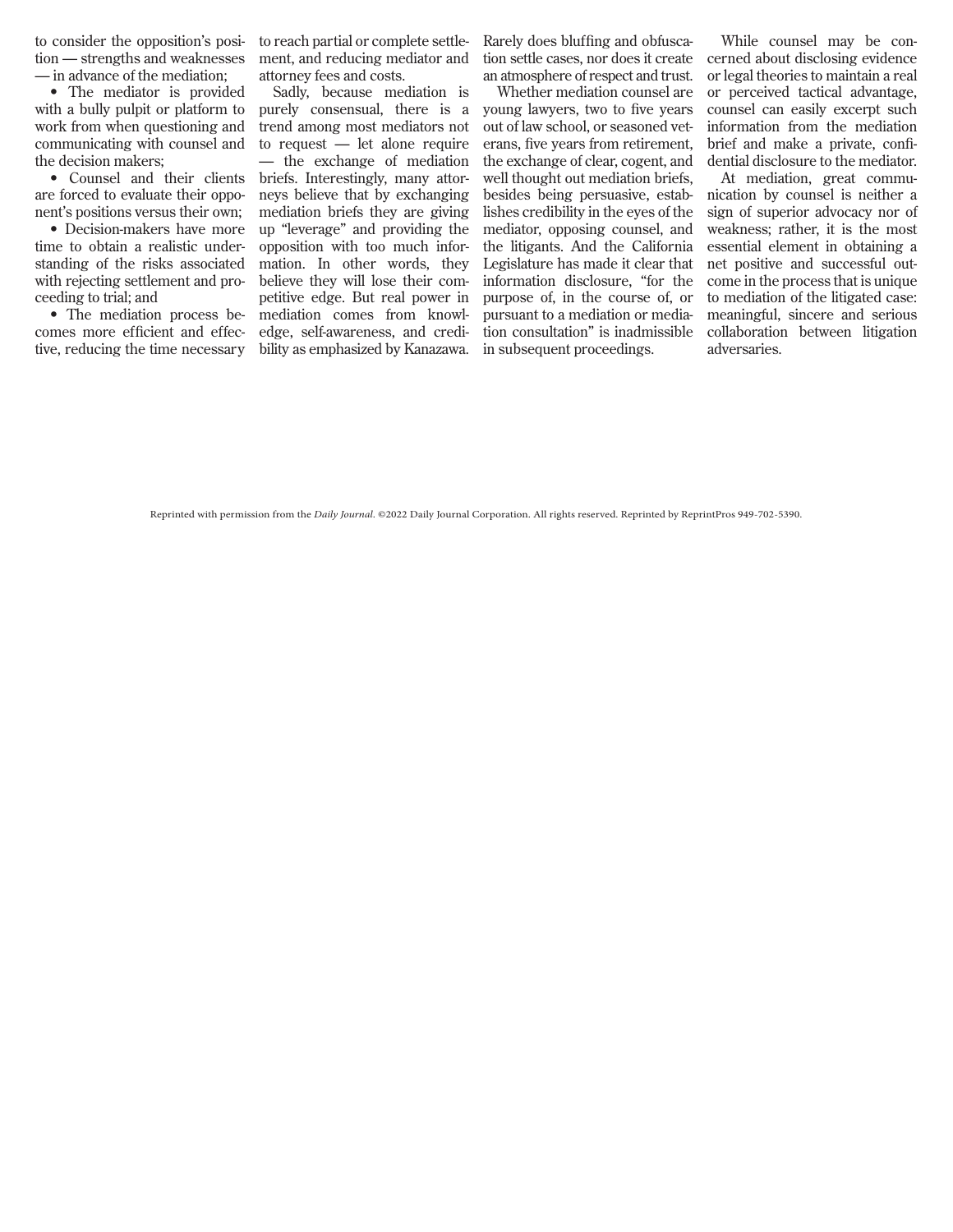to consider the opposition's position — strengths and weaknesses — in advance of the mediation;

- The mediator is provided with a bully pulpit or platform to work from when questioning and communicating with counsel and the decision makers;
- Counsel and their clients are forced to evaluate their opponent's positions versus their own;
- Decision-makers have more time to obtain a realistic understanding of the risks associated with rejecting settlement and proceeding to trial; and
- The mediation process becomes more efficient and effective, reducing the time necessary to reach partial or complete settlement, and reducing mediator and attorney fees and costs.

Sadly, because mediation is purely consensual, there is a trend among most mediators not to request — let alone require — the exchange of mediation briefs. Interestingly, many attorneys believe that by exchanging mediation briefs they are giving up "leverage" and providing the opposition with too much information. In other words, they believe they will lose their competitive edge. But real power in mediation comes from knowledge, self-awareness, and credibility as emphasized by Kanazawa. Rarely does bluffing and obfuscation settle cases, nor does it create an atmosphere of respect and trust.

Whether mediation counsel are young lawyers, two to five years out of law school, or seasoned veterans, five years from retirement, the exchange of clear, cogent, and well thought out mediation briefs, besides being persuasive, establishes credibility in the eyes of the mediator, opposing counsel, and the litigants. And the California Legislature has made it clear that information disclosure, "for the purpose of, in the course of, or pursuant to a mediation or mediation consultation" is inadmissible in subsequent proceedings.

While counsel may be concerned about disclosing evidence or legal theories to maintain a real or perceived tactical advantage, counsel can easily excerpt such information from the mediation brief and make a private, confidential disclosure to the mediator.

At mediation, great communication by counsel is neither a sign of superior advocacy nor of weakness; rather, it is the most essential element in obtaining a net positive and successful outcome in the process that is unique to mediation of the litigated case: meaningful, sincere and serious collaboration between litigation adversaries.

Reprinted with permission from the *Daily Journal*. ©2022 Daily Journal Corporation. All rights reserved. Reprinted by ReprintPros 949-702-5390.